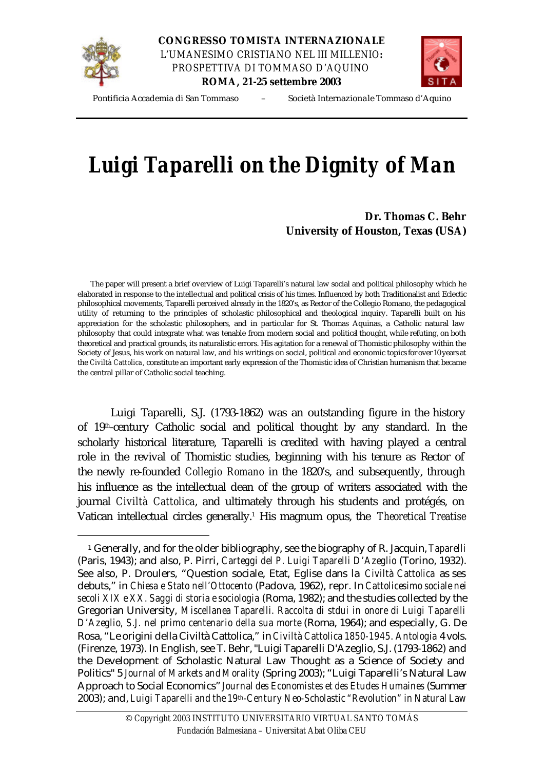**CONGRESSO TOMISTA INTERNAZIONALE**
L'UMANESIMO CRISTIANO NEL III MILLENIO:
PROSPETTIVA DI TOMMASO D'AQUINO
**ROMA, 21-25 settembre 2003**

Pontificia Accademia di San Tommaso – Società Internazionale Tommaso d'Aquino

# *Luigi Taparelli on the Dignity of Man*

**Dr. Thomas C. Behr**
**University of Houston, Texas (USA)**

The paper will present a brief overview of Luigi Taparelli's natural law social and political philosophy which he elaborated in response to the intellectual and political crisis of his times. Influenced by both Traditionalist and Eclectic philosophical movements, Taparelli perceived already in the 1820's, as Rector of the Collegio Romano, the pedagogical utility of returning to the principles of scholastic philosophical and theological inquiry. Taparelli built on his appreciation for the scholastic philosophers, and in particular for St. Thomas Aquinas, a Catholic natural law philosophy that could integrate what was tenable from modern social and political thought, while refuting, on both theoretical and practical grounds, its naturalistic errors. His agitation for a renewal of Thomistic philosophy within the Society of Jesus, his work on natural law, and his writings on social, political and economic topics for over 10 years at the *Civiltà Cattolica*, constitute an important early expression of the Thomistic idea of Christian humanism that became the central pillar of Catholic social teaching.

Luigi Taparelli, S.J. (1793-1862) was an outstanding figure in the history of 19th-century Catholic social and political thought by any standard. In the scholarly historical literature, Taparelli is credited with having played a central role in the revival of Thomistic studies, beginning with his tenure as Rector of the newly re-founded *Collegio Romano* in the 1820's, and subsequently, through his influence as the intellectual dean of the group of writers associated with the journal *Civiltà Cattolica*, and ultimately through his students and protégés, on Vatican intellectual circles generally.[1] His magnum opus, the *Theoretical Treatise*

[1] Generally, and for the older bibliography, see the biography of R. Jacquin, *Taparelli* (Paris, 1943); and also, P. Pirri, *Carteggi del P. Luigi Taparelli D'Azeglio* (Torino, 1932). See also, P. Droulers, "Question sociale, Etat, Eglise dans la *Civiltà Cattolica* as ses debuts," in *Chiesa e Stato nell'Ottocento* (Padova, 1962), repr. In *Cattolicesimo sociale nei secoli XIX e XX. Saggi di storia e sociologia* (Roma, 1982); and the studies collected by the Gregorian University, *Miscellanea Taparelli. Raccolta di stdui in onore di Luigi Taparelli D'Azeglio, S.J. nel primo centenario della sua morte* (Roma, 1964); and especially, G. De Rosa, "Le origini della Civiltà Cattolica," in *Civiltà Cattolica 1850-1945. Antologia* 4 vols. (Firenze, 1973). In English, see T. Behr, "Luigi Taparelli D'Azeglio, S.J. (1793-1862) and the Development of Scholastic Natural Law Thought as a Science of Society and Politics" 5 *Journal of Markets and Morality* (Spring 2003); "Luigi Taparelli's Natural Law Approach to Social Economics" *Journal des Economistes et des Etudes Humaines* (Summer 2003); and, *Luigi Taparelli and the 19th-Century Neo-Scholastic "Revolution" in Natural Law*

© Copyright 2003 INSTITUTO UNIVERSITARIO VIRTUAL SANTO TOMÁS
Fundación Balmesiana – Universitat Abat Oliba CEU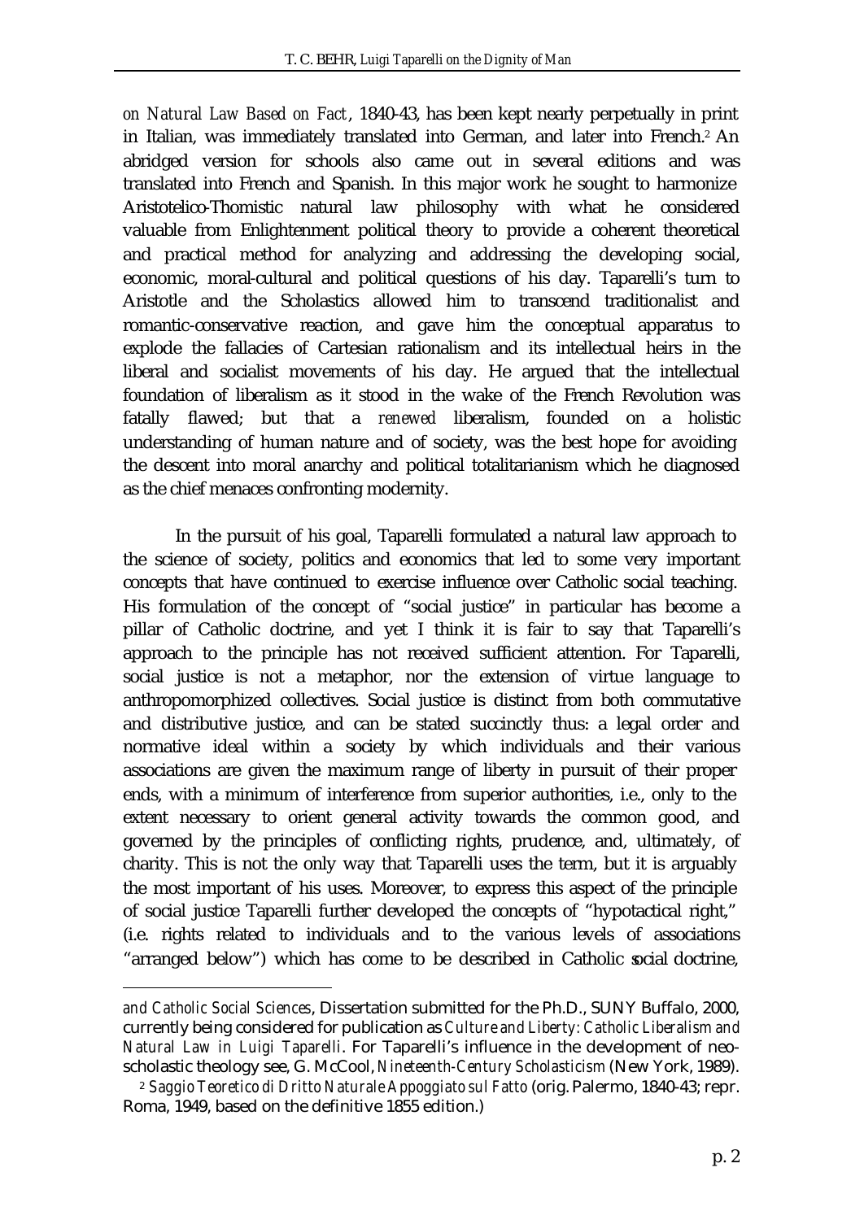*on Natural Law Based on Fact*, 1840-43, has been kept nearly perpetually in print in Italian, was immediately translated into German, and later into French.[2] An abridged version for schools also came out in several editions and was translated into French and Spanish. In this major work he sought to harmonize Aristotelico-Thomistic natural law philosophy with what he considered valuable from Enlightenment political theory to provide a coherent theoretical and practical method for analyzing and addressing the developing social, economic, moral-cultural and political questions of his day. Taparelli's turn to Aristotle and the Scholastics allowed him to transcend traditionalist and romantic-conservative reaction, and gave him the conceptual apparatus to explode the fallacies of Cartesian rationalism and its intellectual heirs in the liberal and socialist movements of his day. He argued that the intellectual foundation of liberalism as it stood in the wake of the French Revolution was fatally flawed; but that a *renewed* liberalism, founded on a holistic understanding of human nature and of society, was the best hope for avoiding the descent into moral anarchy and political totalitarianism which he diagnosed as the chief menaces confronting modernity.

In the pursuit of his goal, Taparelli formulated a natural law approach to the science of society, politics and economics that led to some very important concepts that have continued to exercise influence over Catholic social teaching. His formulation of the concept of "social justice" in particular has become a pillar of Catholic doctrine, and yet I think it is fair to say that Taparelli's approach to the principle has not received sufficient attention. For Taparelli, social justice is not a metaphor, nor the extension of virtue language to anthropomorphized collectives. Social justice is distinct from both commutative and distributive justice, and can be stated succinctly thus: a legal order and normative ideal within a society by which individuals and their various associations are given the maximum range of liberty in pursuit of their proper ends, with a minimum of interference from superior authorities, i.e., only to the extent necessary to orient general activity towards the common good, and governed by the principles of conflicting rights, prudence, and, ultimately, of charity. This is not the only way that Taparelli uses the term, but it is arguably the most important of his uses. Moreover, to express this aspect of the principle of social justice Taparelli further developed the concepts of "hypotactical right," (i.e. rights related to individuals and to the various levels of associations "arranged below") which has come to be described in Catholic social doctrine,

---

*and Catholic Social Sciences*, Dissertation submitted for the Ph.D., SUNY Buffalo, 2000, currently being considered for publication as *Culture and Liberty: Catholic Liberalism and Natural Law in Luigi Taparelli*. For Taparelli's influence in the development of neo-scholastic theology see, G. McCool, *Nineteenth-Century Scholasticism* (New York, 1989).

[2] *Saggio Teoretico di Dritto Naturale Appoggiato sul Fatto* (orig. Palermo, 1840-43; repr. Roma, 1949, based on the definitive 1855 edition.)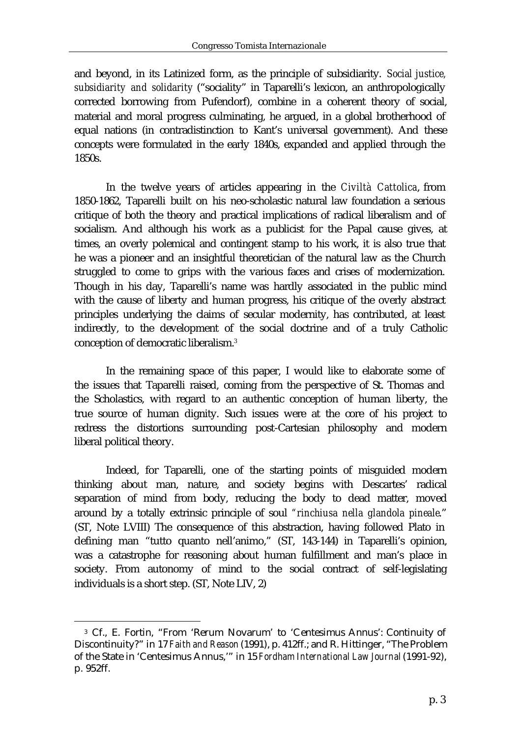and beyond, in its Latinized form, as the principle of subsidiarity. *Social justice, subsidiarity and solidarity* ("sociality" in Taparelli's lexicon, an anthropologically corrected borrowing from Pufendorf), combine in a coherent theory of social, material and moral progress culminating, he argued, in a global brotherhood of equal nations (in contradistinction to Kant's universal government). And these concepts were formulated in the early 1840s, expanded and applied through the 1850s.

In the twelve years of articles appearing in the *Civiltà Cattolica*, from 1850-1862, Taparelli built on his neo-scholastic natural law foundation a serious critique of both the theory and practical implications of radical liberalism and of socialism. And although his work as a publicist for the Papal cause gives, at times, an overly polemical and contingent stamp to his work, it is also true that he was a pioneer and an insightful theoretician of the natural law as the Church struggled to come to grips with the various faces and crises of modernization. Though in his day, Taparelli's name was hardly associated in the public mind with the cause of liberty and human progress, his critique of the overly abstract principles underlying the claims of secular modernity, has contributed, at least indirectly, to the development of the social doctrine and of a truly Catholic conception of democratic liberalism.[3]

In the remaining space of this paper, I would like to elaborate some of the issues that Taparelli raised, coming from the perspective of St. Thomas and the Scholastics, with regard to an authentic conception of human liberty, the true source of human dignity. Such issues were at the core of his project to redress the distortions surrounding post-Cartesian philosophy and modern liberal political theory.

Indeed, for Taparelli, one of the starting points of misguided modern thinking about man, nature, and society begins with Descartes' radical separation of mind from body, reducing the body to dead matter, moved around by a totally extrinsic principle of soul *"rinchiusa nella glandola pineale."* (ST, Note LVIII) The consequence of this abstraction, having followed Plato in defining man "tutto quanto nell'animo," (ST, 143-144) in Taparelli's opinion, was a catastrophe for reasoning about human fulfillment and man's place in society. From autonomy of mind to the social contract of self-legislating individuals is a short step. (ST, Note LIV, 2)

---

[3] Cf., E. Fortin, "From 'Rerum Novarum' to 'Centesimus Annus': Continuity of Discontinuity?" in 17 *Faith and Reason* (1991), p. 412ff.; and R. Hittinger, "The Problem of the State in 'Centesimus Annus,'" in 15 *Fordham International Law Journal* (1991-92), p. 952ff.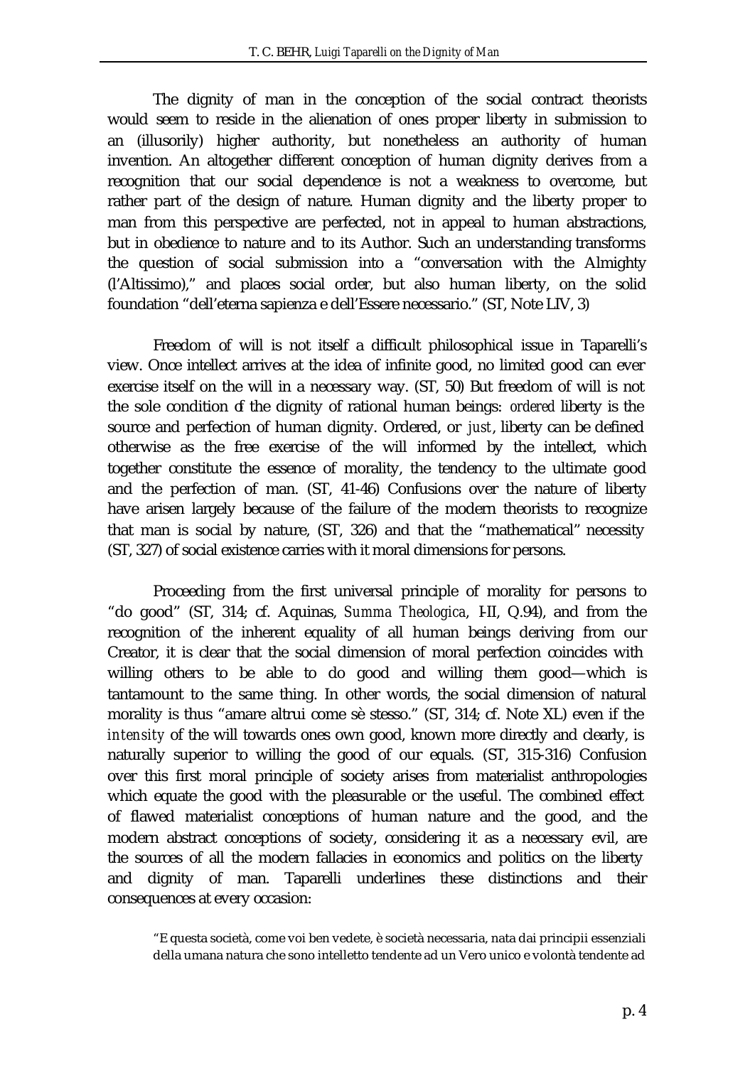The dignity of man in the conception of the social contract theorists would seem to reside in the alienation of ones proper liberty in submission to an (illusorily) higher authority, but nonetheless an authority of human invention. An altogether different conception of human dignity derives from a recognition that our social dependence is not a weakness to overcome, but rather part of the design of nature. Human dignity and the liberty proper to man from this perspective are perfected, not in appeal to human abstractions, but in obedience to nature and to its Author. Such an understanding transforms the question of social submission into a "conversation with the Almighty (l'Altissimo)," and places social order, but also human liberty, on the solid foundation "dell'eterna sapienza e dell'Essere necessario." (ST, Note LIV, 3)

Freedom of will is not itself a difficult philosophical issue in Taparelli's view. Once intellect arrives at the idea of infinite good, no limited good can ever exercise itself on the will in a necessary way. (ST, 50) But freedom of will is not the sole condition of the dignity of rational human beings: *ordered* liberty is the source and perfection of human dignity. Ordered, or *just*, liberty can be defined otherwise as the free exercise of the will informed by the intellect, which together constitute the essence of morality, the tendency to the ultimate good and the perfection of man. (ST, 41-46) Confusions over the nature of liberty have arisen largely because of the failure of the modern theorists to recognize that man is social by nature, (ST, 326) and that the "mathematical" necessity (ST, 327) of social existence carries with it moral dimensions for persons.

Proceeding from the first universal principle of morality for persons to "do good" (ST, 314; cf. Aquinas, *Summa Theologica*, I-II, Q.94), and from the recognition of the inherent equality of all human beings deriving from our Creator, it is clear that the social dimension of moral perfection coincides with willing others to be able to do good and willing them good—which is tantamount to the same thing. In other words, the social dimension of natural morality is thus "amare altrui come sè stesso." (ST, 314; cf. Note XL) even if the *intensity* of the will towards ones own good, known more directly and clearly, is naturally superior to willing the good of our equals. (ST, 315-316) Confusion over this first moral principle of society arises from materialist anthropologies which equate the good with the pleasurable or the useful. The combined effect of flawed materialist conceptions of human nature and the good, and the modern abstract conceptions of society, considering it as a necessary evil, are the sources of all the modern fallacies in economics and politics on the liberty and dignity of man. Taparelli underlines these distinctions and their consequences at every occasion:

> "E questa società, come voi ben vedete, è società necessaria, nata dai principii essenziali della umana natura che sono intelletto tendente ad un Vero unico e volontà tendente ad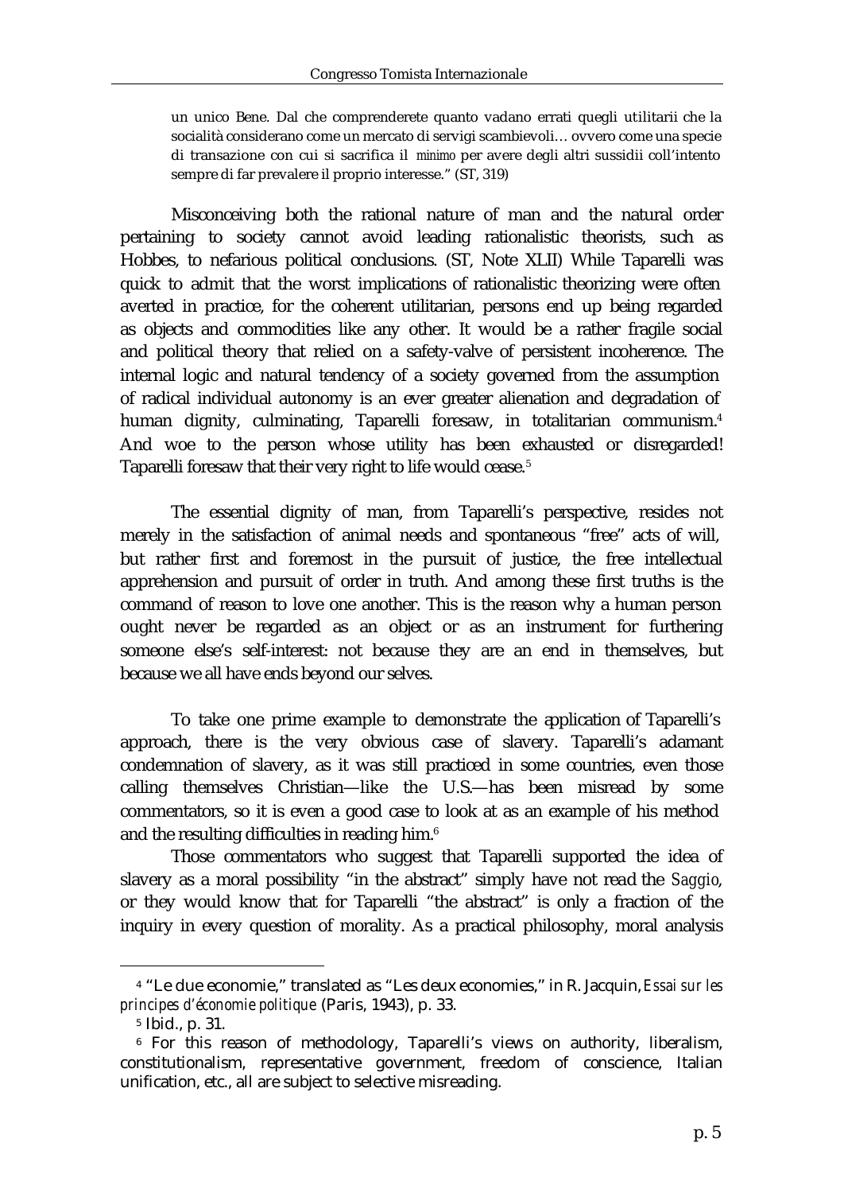un unico Bene. Dal che comprenderete quanto vadano errati quegli utilitarii che la socialità considerano come un mercato di servigi scambievoli… ovvero come una specie di transazione con cui si sacrifica il *minimo* per avere degli altri sussidii coll'intento sempre di far prevalere il proprio interesse." (ST, 319)

Misconceiving both the rational nature of man and the natural order pertaining to society cannot avoid leading rationalistic theorists, such as Hobbes, to nefarious political conclusions. (ST, Note XLII) While Taparelli was quick to admit that the worst implications of rationalistic theorizing were often averted in practice, for the coherent utilitarian, persons end up being regarded as objects and commodities like any other. It would be a rather fragile social and political theory that relied on a safety-valve of persistent incoherence. The internal logic and natural tendency of a society governed from the assumption of radical individual autonomy is an ever greater alienation and degradation of human dignity, culminating, Taparelli foresaw, in totalitarian communism.[4] And woe to the person whose utility has been exhausted or disregarded! Taparelli foresaw that their very right to life would cease.[5]

The essential dignity of man, from Taparelli's perspective, resides not merely in the satisfaction of animal needs and spontaneous "free" acts of will, but rather first and foremost in the pursuit of justice, the free intellectual apprehension and pursuit of order in truth. And among these first truths is the command of reason to love one another. This is the reason why a human person ought never be regarded as an object or as an instrument for furthering someone else's self-interest: not because they are an end in themselves, but because we all have ends beyond our selves.

To take one prime example to demonstrate the application of Taparelli's approach, there is the very obvious case of slavery. Taparelli's adamant condemnation of slavery, as it was still practiced in some countries, even those calling themselves Christian—like the U.S.—has been misread by some commentators, so it is even a good case to look at as an example of his method and the resulting difficulties in reading him.[6]

Those commentators who suggest that Taparelli supported the idea of slavery as a moral possibility "in the abstract" simply have not read the *Saggio*, or they would know that for Taparelli "the abstract" is only a fraction of the inquiry in every question of morality. As a practical philosophy, moral analysis

---

[4] "Le due economie," translated as "Les deux economies," in R. Jacquin, *Essai sur les principes d'économie politique* (Paris, 1943), p. 33.

[5] Ibid., p. 31.

[6] For this reason of methodology, Taparelli's views on authority, liberalism, constitutionalism, representative government, freedom of conscience, Italian unification, etc., all are subject to selective misreading.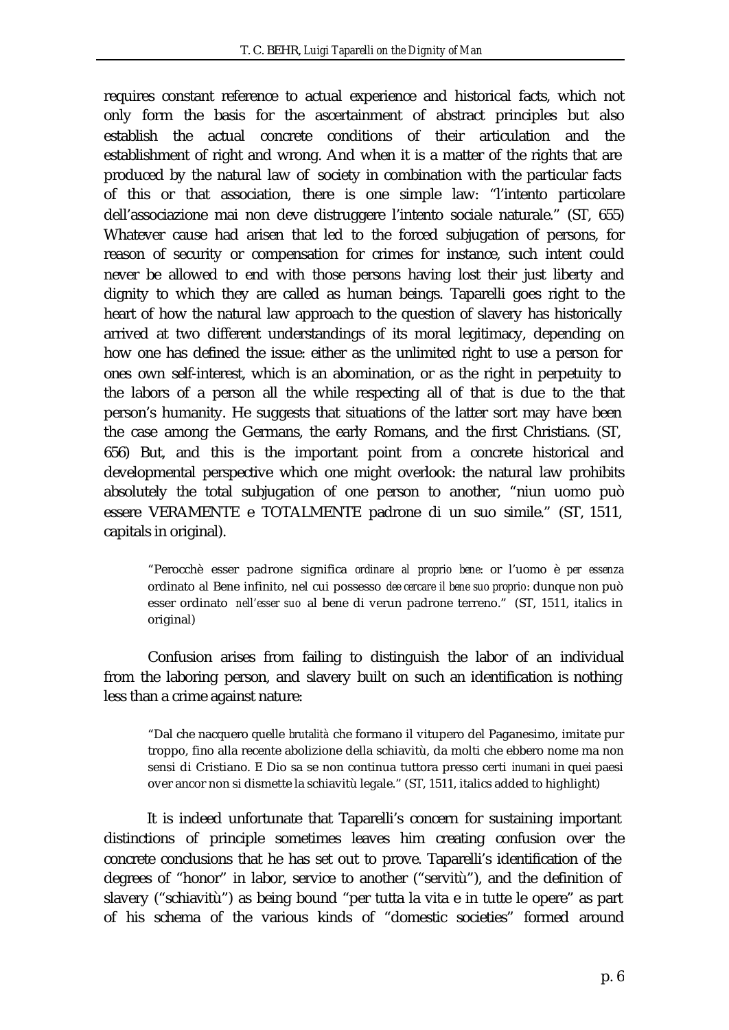requires constant reference to actual experience and historical facts, which not only form the basis for the ascertainment of abstract principles but also establish the actual concrete conditions of their articulation and the establishment of right and wrong. And when it is a matter of the rights that are produced by the natural law of society in combination with the particular facts of this or that association, there is one simple law: "l'intento particolare dell'associazione mai non deve distruggere l'intento sociale naturale." (ST, 655) Whatever cause had arisen that led to the forced subjugation of persons, for reason of security or compensation for crimes for instance, such intent could never be allowed to end with those persons having lost their just liberty and dignity to which they are called as human beings. Taparelli goes right to the heart of how the natural law approach to the question of slavery has historically arrived at two different understandings of its moral legitimacy, depending on how one has defined the issue: either as the unlimited right to use a person for ones own self-interest, which is an abomination, or as the right in perpetuity to the labors of a person all the while respecting all of that is due to the that person's humanity. He suggests that situations of the latter sort may have been the case among the Germans, the early Romans, and the first Christians. (ST, 656) But, and this is the important point from a concrete historical and developmental perspective which one might overlook: the natural law prohibits absolutely the total subjugation of one person to another, "niun uomo può essere VERAMENTE e TOTALMENTE padrone di un suo simile." (ST, 1511, capitals in original).

> "Perocchè esser padrone significa *ordinare al proprio bene*: or l'uomo è *per essenza* ordinato al Bene infinito, nel cui possesso *dee cercare il bene suo proprio*: dunque non può esser ordinato *nell'esser suo* al bene di verun padrone terreno." (ST, 1511, italics in original)

Confusion arises from failing to distinguish the labor of an individual from the laboring person, and slavery built on such an identification is nothing less than a crime against nature:

> "Dal che nacquero quelle *brutalità* che formano il vitupero del Paganesimo, imitate pur troppo, fino alla recente abolizione della schiavitù, da molti che ebbero nome ma non sensi di Cristiano. E Dio sa se non continua tuttora presso certi *inumani* in quei paesi over ancor non si dismette la schiavitù legale." (ST, 1511, italics added to highlight)

It is indeed unfortunate that Taparelli's concern for sustaining important distinctions of principle sometimes leaves him creating confusion over the concrete conclusions that he has set out to prove. Taparelli's identification of the degrees of "honor" in labor, service to another ("servitù"), and the definition of slavery ("schiavitù") as being bound "per tutta la vita e in tutte le opere" as part of his schema of the various kinds of "domestic societies" formed around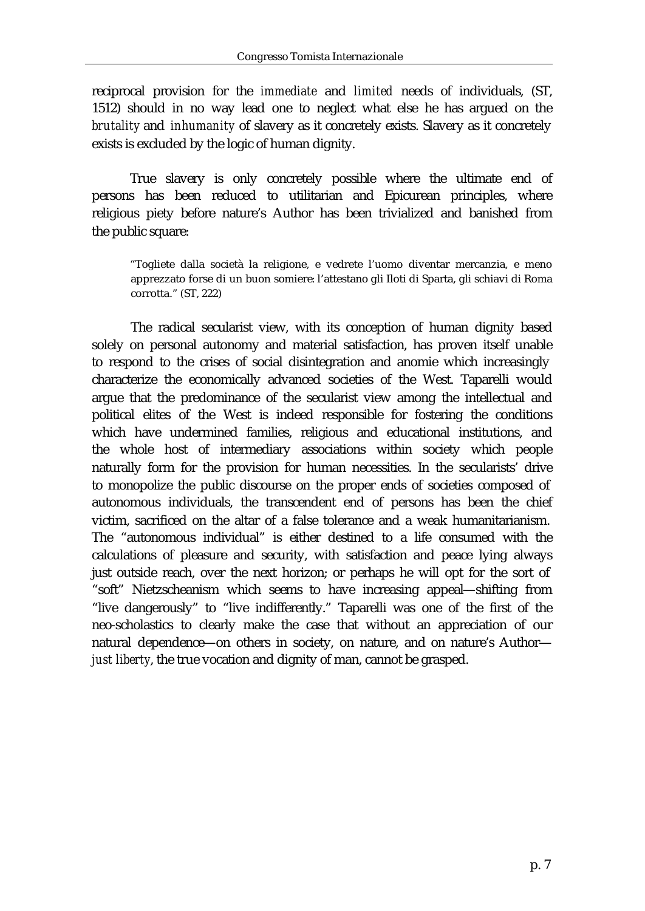reciprocal provision for the *immediate* and *limited* needs of individuals, (ST, 1512) should in no way lead one to neglect what else he has argued on the *brutality* and *inhumanity* of slavery as it concretely exists. Slavery as it concretely exists is excluded by the logic of human dignity.

True slavery is only concretely possible where the ultimate end of persons has been reduced to utilitarian and Epicurean principles, where religious piety before nature's Author has been trivialized and banished from the public square:

> "Togliete dalla società la religione, e vedrete l'uomo diventar mercanzia, e meno apprezzato forse di un buon somiere: l'attestano gli Iloti di Sparta, gli schiavi di Roma corrotta." (ST, 222)

The radical secularist view, with its conception of human dignity based solely on personal autonomy and material satisfaction, has proven itself unable to respond to the crises of social disintegration and anomie which increasingly characterize the economically advanced societies of the West. Taparelli would argue that the predominance of the secularist view among the intellectual and political elites of the West is indeed responsible for fostering the conditions which have undermined families, religious and educational institutions, and the whole host of intermediary associations within society which people naturally form for the provision for human necessities. In the secularists' drive to monopolize the public discourse on the proper ends of societies composed of autonomous individuals, the transcendent end of persons has been the chief victim, sacrificed on the altar of a false tolerance and a weak humanitarianism. The "autonomous individual" is either destined to a life consumed with the calculations of pleasure and security, with satisfaction and peace lying always just outside reach, over the next horizon; or perhaps he will opt for the sort of "soft" Nietzscheanism which seems to have increasing appeal—shifting from "live dangerously" to "live indifferently." Taparelli was one of the first of the neo-scholastics to clearly make the case that without an appreciation of our natural dependence—on others in society, on nature, and on nature's Author—*just liberty*, the true vocation and dignity of man, cannot be grasped.